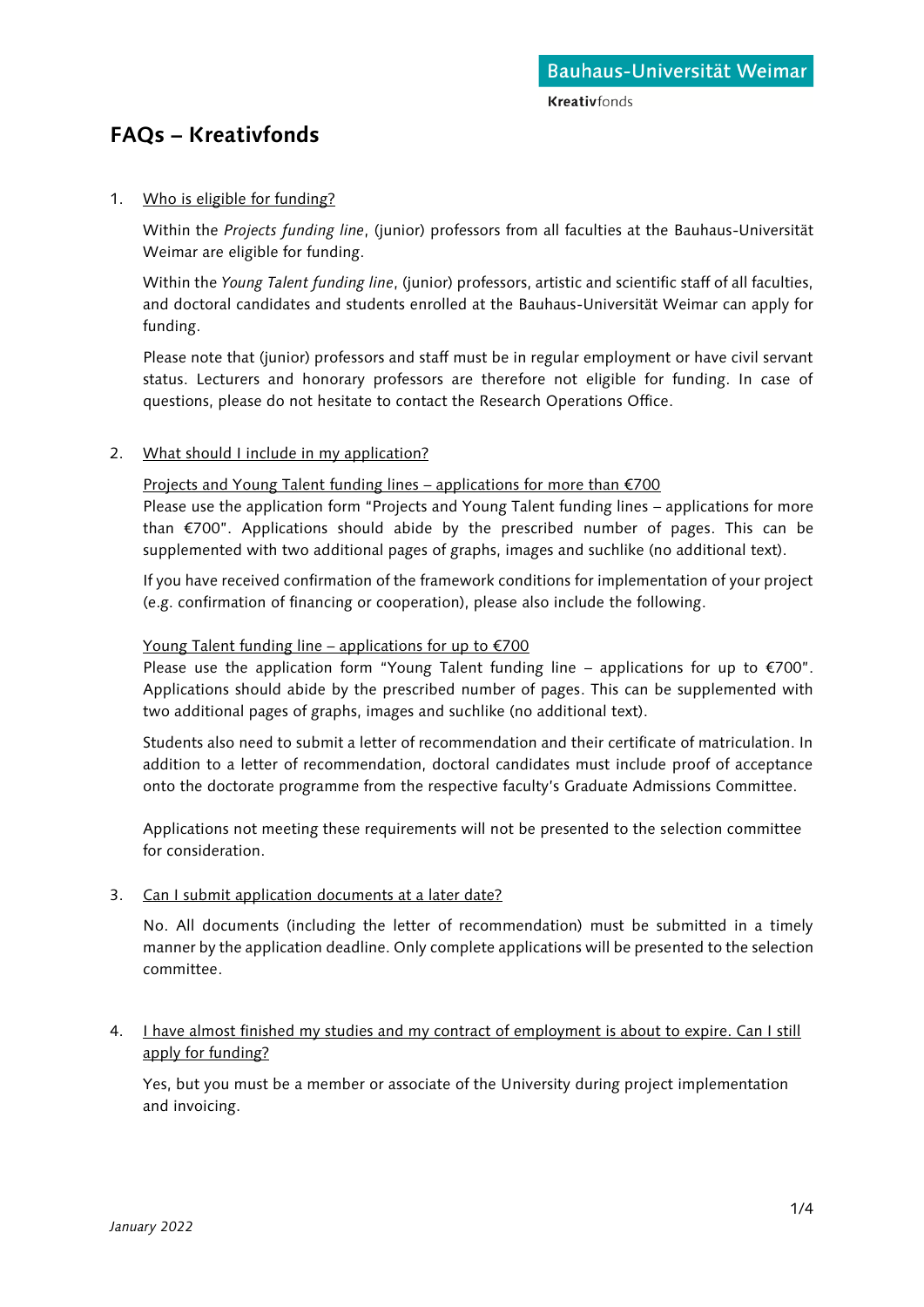# FAQs – Kreativfonds

1. Who is eligible for funding?

   Within the *Projects funding line*, (junior) professors from all faculties at the Bauhaus-Universität Weimar are eligible for funding.

   Within the *Young Talent funding line*, (junior) professors, artistic and scientific staff of all faculties, and doctoral candidates and students enrolled at the Bauhaus-Universität Weimar can apply for funding.

   Please note that (junior) professors and staff must be in regular employment or have civil servant status. Lecturers and honorary professors are therefore not eligible for funding. In case of questions, please do not hesitate to contact the Research Operations Office.

2. What should I include in my application?

   Projects and Young Talent funding lines – applications for more than €700
   Please use the application form "Projects and Young Talent funding lines – applications for more than €700". Applications should abide by the prescribed number of pages. This can be supplemented with two additional pages of graphs, images and suchlike (no additional text).

   If you have received confirmation of the framework conditions for implementation of your project (e.g. confirmation of financing or cooperation), please also include the following.

   Young Talent funding line – applications for up to €700
   Please use the application form "Young Talent funding line – applications for up to €700". Applications should abide by the prescribed number of pages. This can be supplemented with two additional pages of graphs, images and suchlike (no additional text).

   Students also need to submit a letter of recommendation and their certificate of matriculation. In addition to a letter of recommendation, doctoral candidates must include proof of acceptance onto the doctorate programme from the respective faculty's Graduate Admissions Committee.

   Applications not meeting these requirements will not be presented to the selection committee for consideration.

3. Can I submit application documents at a later date?

   No. All documents (including the letter of recommendation) must be submitted in a timely manner by the application deadline. Only complete applications will be presented to the selection committee.

4. I have almost finished my studies and my contract of employment is about to expire. Can I still apply for funding?

   Yes, but you must be a member or associate of the University during project implementation and invoicing.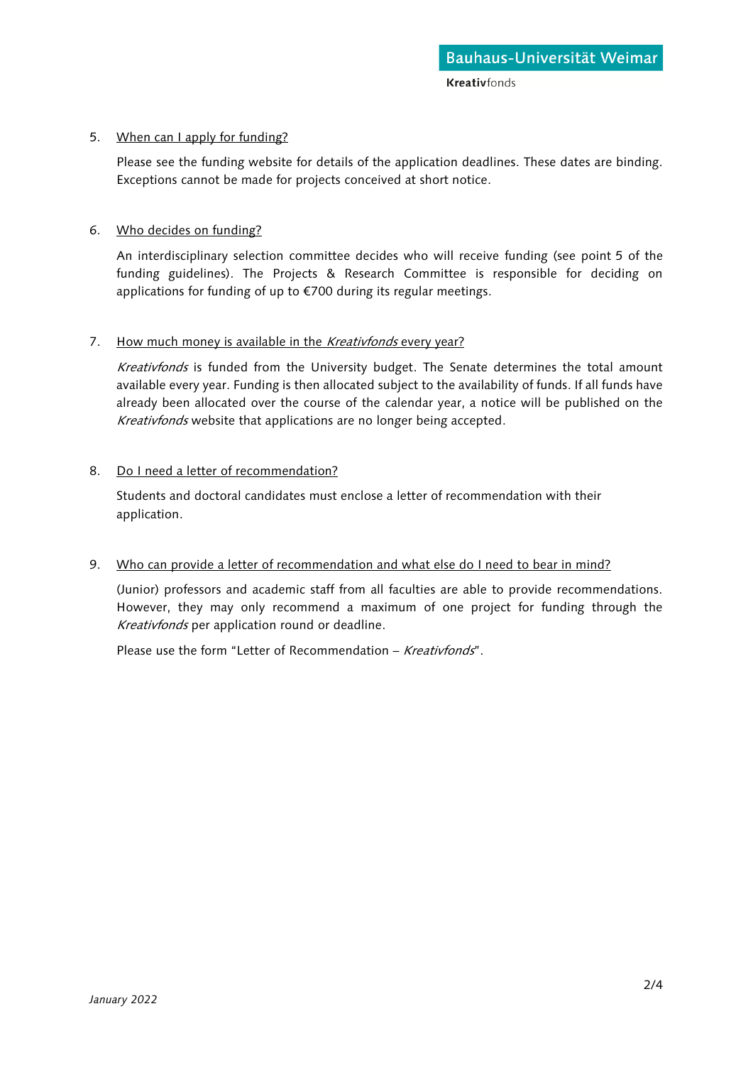5. <u>When can I apply for funding?</u>

   Please see the funding website for details of the application deadlines. These dates are binding. Exceptions cannot be made for projects conceived at short notice.

6. <u>Who decides on funding?</u>

   An interdisciplinary selection committee decides who will receive funding (see point 5 of the funding guidelines). The Projects & Research Committee is responsible for deciding on applications for funding of up to €700 during its regular meetings.

7. <u>How much money is available in the *Kreativfonds* every year?</u>

   *Kreativfonds* is funded from the University budget. The Senate determines the total amount available every year. Funding is then allocated subject to the availability of funds. If all funds have already been allocated over the course of the calendar year, a notice will be published on the *Kreativfonds* website that applications are no longer being accepted.

8. <u>Do I need a letter of recommendation?</u>

   Students and doctoral candidates must enclose a letter of recommendation with their application.

9. <u>Who can provide a letter of recommendation and what else do I need to bear in mind?</u>

   (Junior) professors and academic staff from all faculties are able to provide recommendations. However, they may only recommend a maximum of one project for funding through the *Kreativfonds* per application round or deadline.

   Please use the form "Letter of Recommendation – *Kreativfonds*".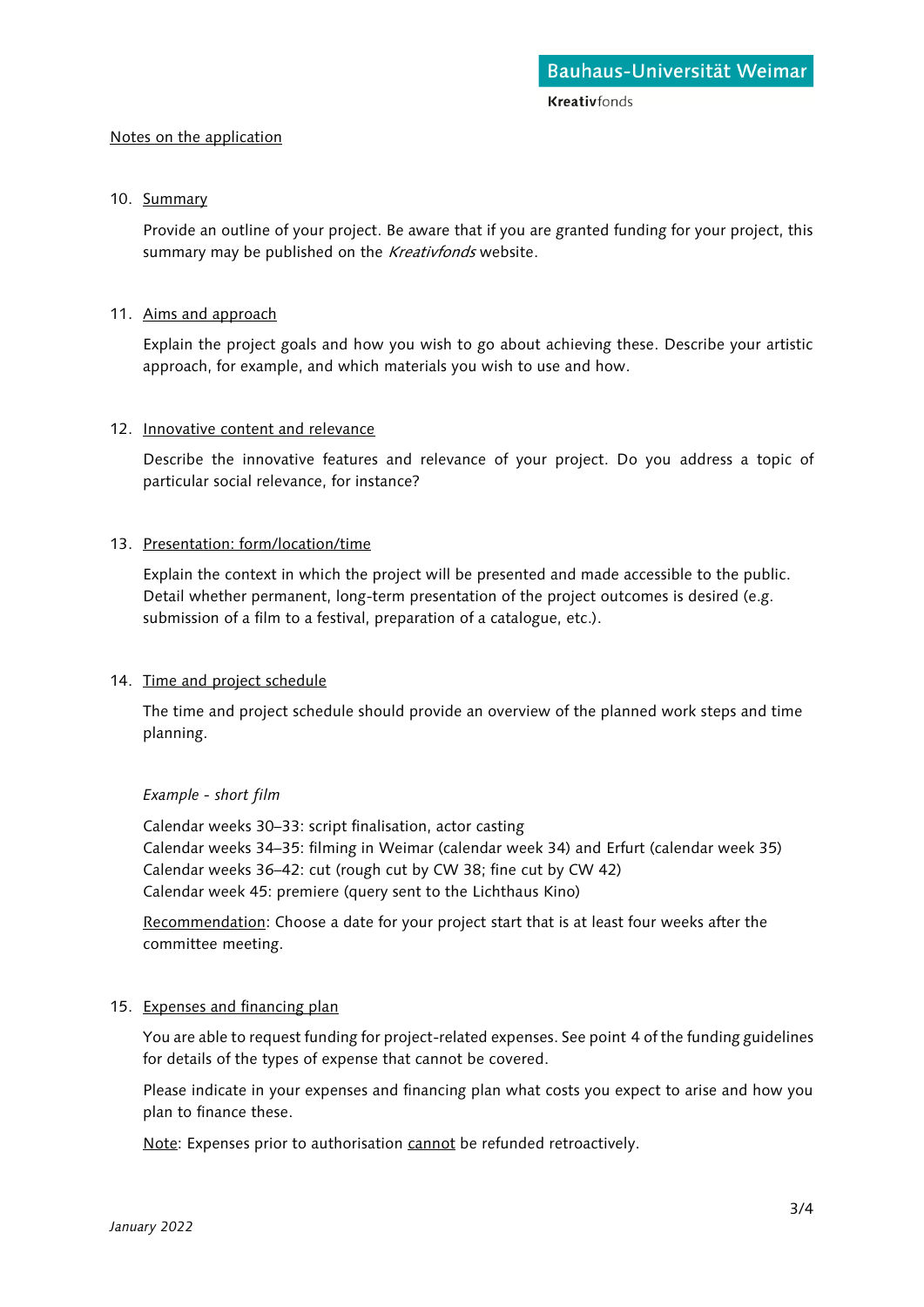Notes on the application

10. Summary

    Provide an outline of your project. Be aware that if you are granted funding for your project, this summary may be published on the *Kreativfonds* website.

11. Aims and approach

    Explain the project goals and how you wish to go about achieving these. Describe your artistic approach, for example, and which materials you wish to use and how.

12. Innovative content and relevance

    Describe the innovative features and relevance of your project. Do you address a topic of particular social relevance, for instance?

13. Presentation: form/location/time

    Explain the context in which the project will be presented and made accessible to the public. Detail whether permanent, long-term presentation of the project outcomes is desired (e.g. submission of a film to a festival, preparation of a catalogue, etc.).

14. Time and project schedule

    The time and project schedule should provide an overview of the planned work steps and time planning.

    *Example - short film*

    Calendar weeks 30–33: script finalisation, actor casting
    Calendar weeks 34–35: filming in Weimar (calendar week 34) and Erfurt (calendar week 35)
    Calendar weeks 36–42: cut (rough cut by CW 38; fine cut by CW 42)
    Calendar week 45: premiere (query sent to the Lichthaus Kino)

    Recommendation: Choose a date for your project start that is at least four weeks after the committee meeting.

15. Expenses and financing plan

    You are able to request funding for project-related expenses. See point 4 of the funding guidelines for details of the types of expense that cannot be covered.

    Please indicate in your expenses and financing plan what costs you expect to arise and how you plan to finance these.

    Note: Expenses prior to authorisation cannot be refunded retroactively.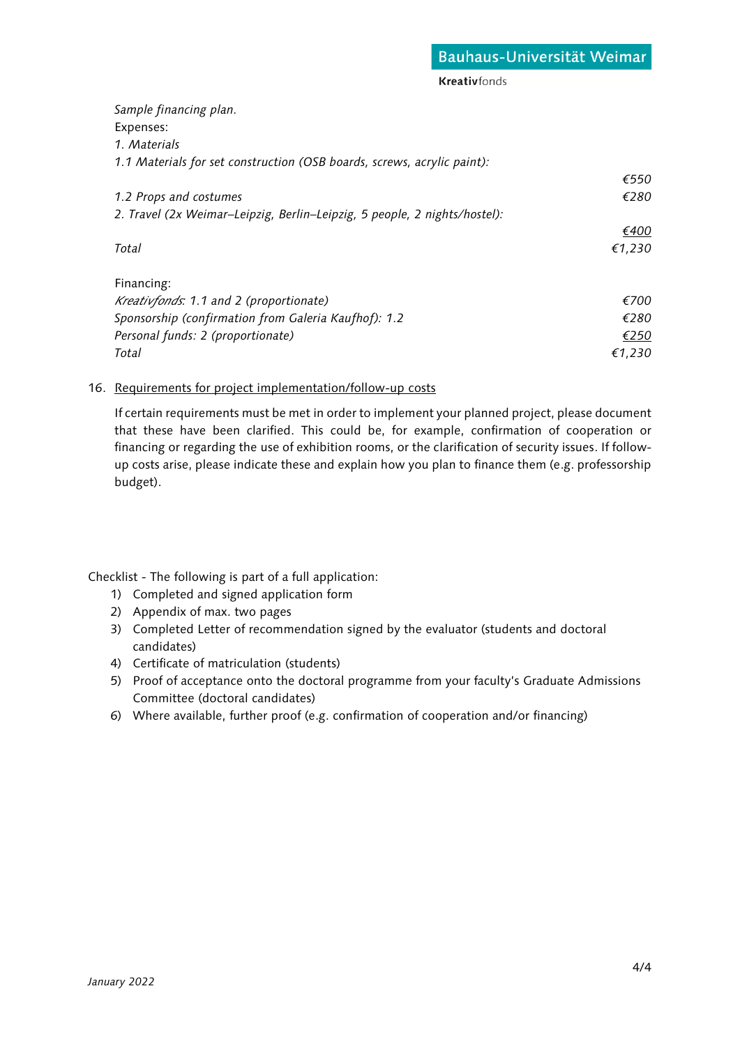*Sample financing plan.*

Expenses:

| | |
|---|---|
| *1. Materials* | |
| *1.1 Materials for set construction (OSB boards, screws, acrylic paint):* | *€550* |
| *1.2 Props and costumes* | *€280* |
| *2. Travel (2x Weimar–Leipzig, Berlin–Leipzig, 5 people, 2 nights/hostel):* | *€400* |
| *Total* | *€1,230* |

Financing:

| | |
|---|---|
| *Kreativfonds: 1.1 and 2 (proportionate)* | *€700* |
| *Sponsorship (confirmation from Galeria Kaufhof): 1.2* | *€280* |
| *Personal funds: 2 (proportionate)* | *€250* |
| *Total* | *€1,230* |

16. Requirements for project implementation/follow-up costs

If certain requirements must be met in order to implement your planned project, please document that these have been clarified. This could be, for example, confirmation of cooperation or financing or regarding the use of exhibition rooms, or the clarification of security issues. If follow-up costs arise, please indicate these and explain how you plan to finance them (e.g. professorship budget).

Checklist - The following is part of a full application:

1) Completed and signed application form
2) Appendix of max. two pages
3) Completed Letter of recommendation signed by the evaluator (students and doctoral candidates)
4) Certificate of matriculation (students)
5) Proof of acceptance onto the doctoral programme from your faculty's Graduate Admissions Committee (doctoral candidates)
6) Where available, further proof (e.g. confirmation of cooperation and/or financing)

*January 2022*